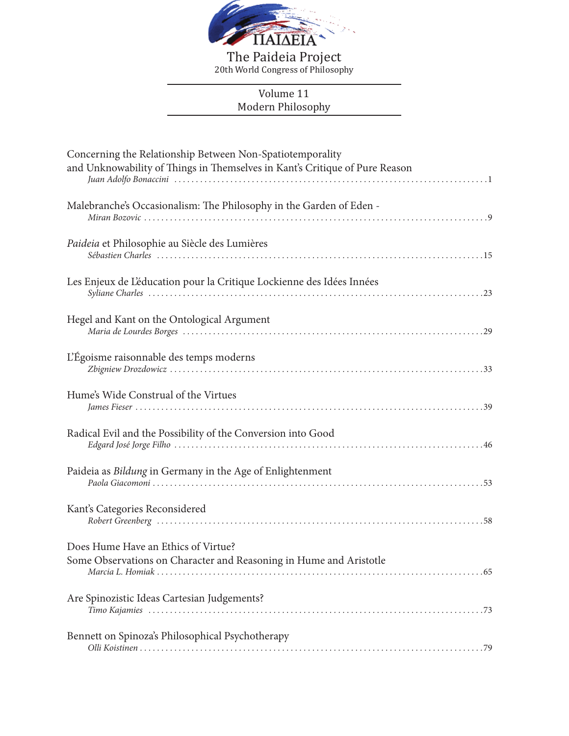ΠΑΙΔΕΙΑ

# The Paideia Project

20th World Congress of Philosophy

## Volume 11
## Modern Philosophy

Concerning the Relationship Between Non-Spatiotemporality and Unknowability of Things in Themselves in Kant's Critique of Pure Reason
*Juan Adolfo Bonaccini* ........ 1

Malebranche's Occasionalism: The Philosophy in the Garden of Eden -
*Miran Bozovic* ........ 9

*Paideia* et Philosophie au Siècle des Lumières
*Sébastien Charles* ........ 15

Les Enjeux de L'éducation pour la Critique Lockienne des Idées Innées
*Syliane Charles* ........ 23

Hegel and Kant on the Ontological Argument
*Maria de Lourdes Borges* ........ 29

L'Égoisme raisonnable des temps moderns
*Zbigniew Drozdowicz* ........ 33

Hume's Wide Construal of the Virtues
*James Fieser* ........ 39

Radical Evil and the Possibility of the Conversion into Good
*Edgard José Jorge Filho* ........ 46

Paideia as *Bildung* in Germany in the Age of Enlightenment
*Paola Giacomoni* ........ 53

Kant's Categories Reconsidered
*Robert Greenberg* ........ 58

Does Hume Have an Ethics of Virtue?
Some Observations on Character and Reasoning in Hume and Aristotle
*Marcia L. Homiak* ........ 65

Are Spinozistic Ideas Cartesian Judgements?
*Timo Kajamies* ........ 73

Bennett on Spinoza's Philosophical Psychotherapy
*Olli Koistinen* ........ 79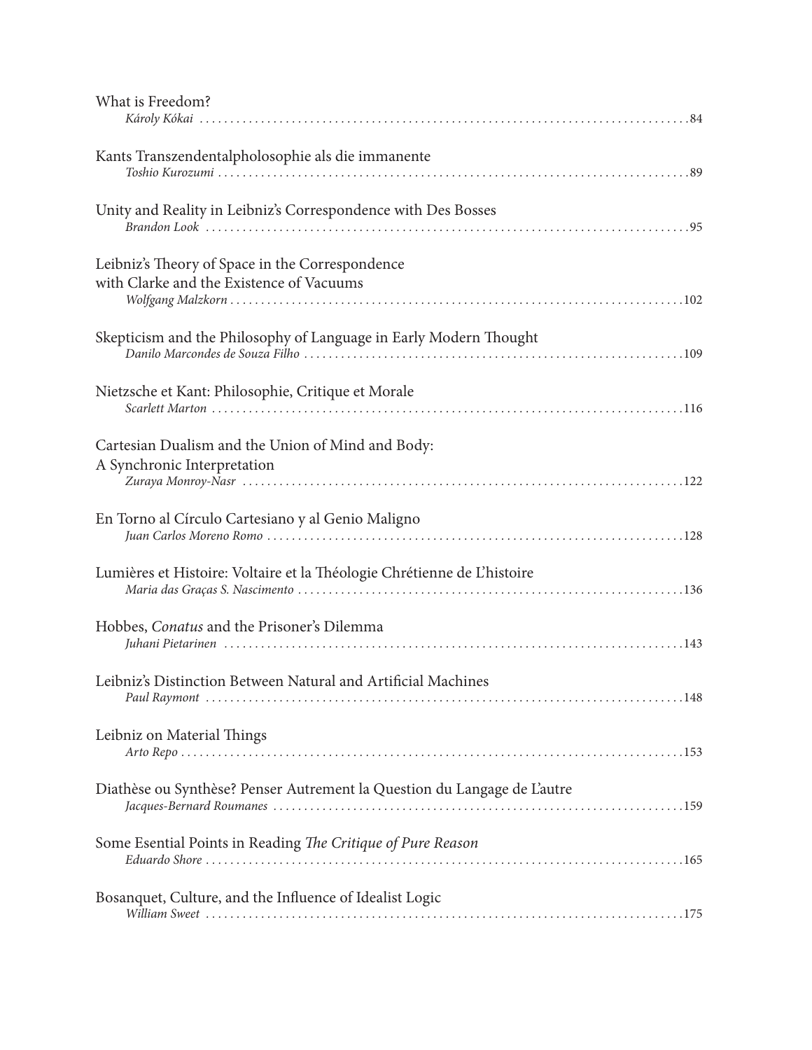What is Freedom?
*Károly Kókai* ....................................................................................84

Kants Transzendentalpholosophie als die immanente
*Toshio Kurozumi* ....................................................................................89

Unity and Reality in Leibniz's Correspondence with Des Bosses
*Brandon Look* ....................................................................................95

Leibniz's Theory of Space in the Correspondence
with Clarke and the Existence of Vacuums
*Wolfgang Malzkorn* ....................................................................................102

Skepticism and the Philosophy of Language in Early Modern Thought
*Danilo Marcondes de Souza Filho* ....................................................................................109

Nietzsche et Kant: Philosophie, Critique et Morale
*Scarlett Marton* ....................................................................................116

Cartesian Dualism and the Union of Mind and Body:
A Synchronic Interpretation
*Zuraya Monroy-Nasr* ....................................................................................122

En Torno al Círculo Cartesiano y al Genio Maligno
*Juan Carlos Moreno Romo* ....................................................................................128

Lumières et Histoire: Voltaire et la Théologie Chrétienne de L'histoire
*Maria das Graças S. Nascimento* ....................................................................................136

Hobbes, *Conatus* and the Prisoner's Dilemma
*Juhani Pietarinen* ....................................................................................143

Leibniz's Distinction Between Natural and Artificial Machines
*Paul Raymont* ....................................................................................148

Leibniz on Material Things
*Arto Repo* ....................................................................................153

Diathèse ou Synthèse? Penser Autrement la Question du Langage de L'autre
*Jacques-Bernard Roumanes* ....................................................................................159

Some Esential Points in Reading *The Critique of Pure Reason*
*Eduardo Shore* ....................................................................................165

Bosanquet, Culture, and the Influence of Idealist Logic
*William Sweet* ....................................................................................175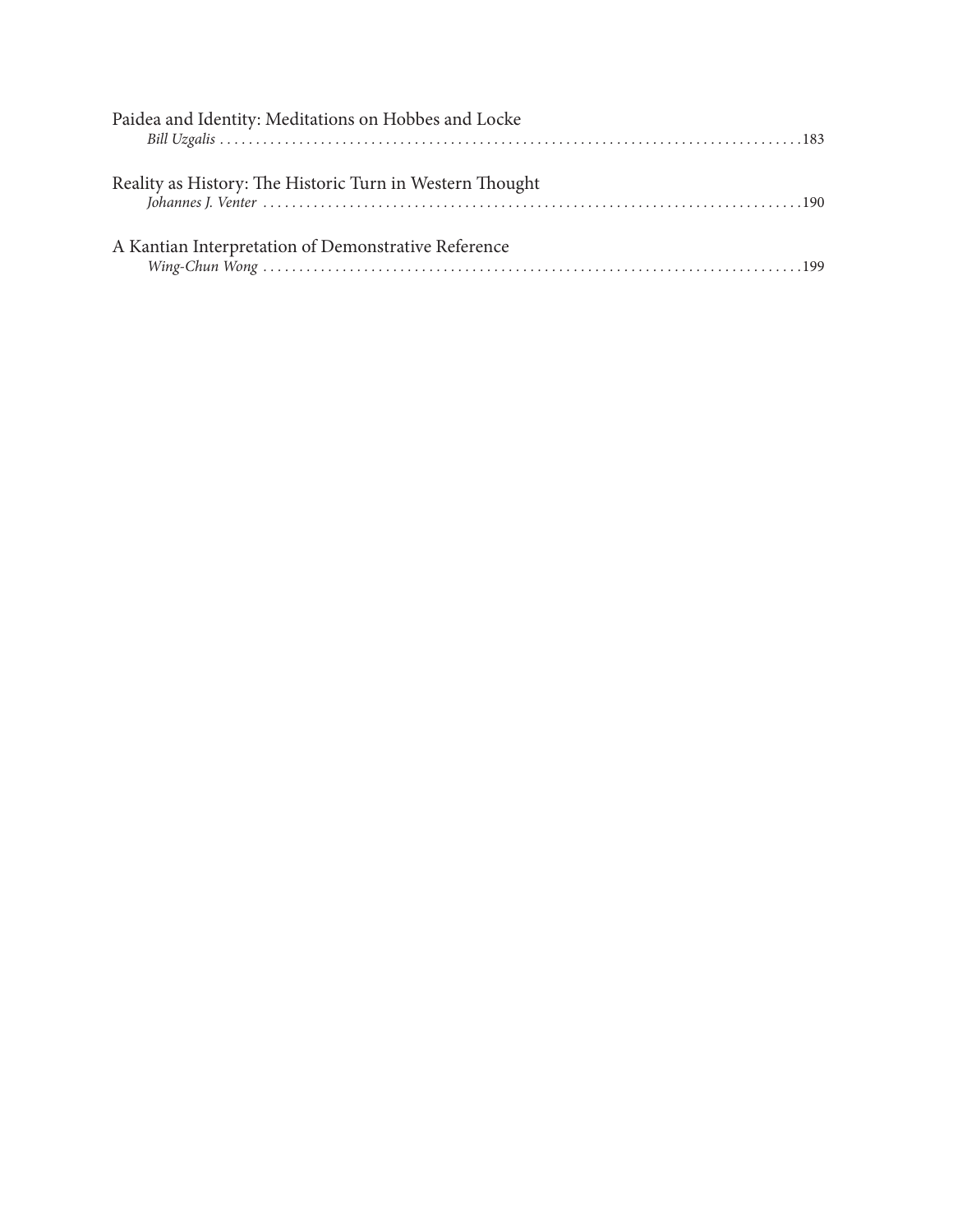Paidea and Identity: Meditations on Hobbes and Locke
*Bill Uzgalis* . . . . . . . . . . . . . . . . . . . . . . . . . . . . . . . . . . . . . . . . . . . . . . . . . . . . . . . . . . . . . . . . . . . . . . . . . . . . 183

Reality as History: The Historic Turn in Western Thought
*Johannes J. Venter* . . . . . . . . . . . . . . . . . . . . . . . . . . . . . . . . . . . . . . . . . . . . . . . . . . . . . . . . . . . . . . . . . . . . . . . 190

A Kantian Interpretation of Demonstrative Reference
*Wing-Chun Wong* . . . . . . . . . . . . . . . . . . . . . . . . . . . . . . . . . . . . . . . . . . . . . . . . . . . . . . . . . . . . . . . . . . . . . . . 199